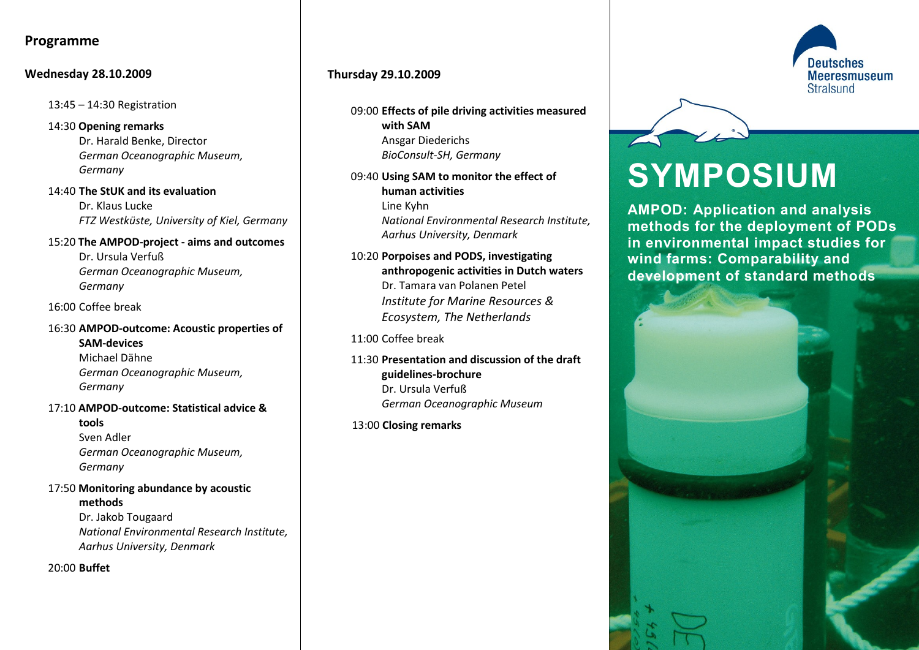## Programme

### Wednesday 28.10.2009

13:45 – 14:30 Registration

14:30 **Opening remarks**
Dr. Harald Benke, Director
*German Oceanographic Museum, Germany*

14:40 **The StUK and its evaluation**
Dr. Klaus Lucke
*FTZ Westküste, University of Kiel, Germany*

15:20 **The AMPOD-project - aims and outcomes**
Dr. Ursula Verfuß
*German Oceanographic Museum, Germany*

16:00 Coffee break

16:30 **AMPOD-outcome: Acoustic properties of SAM-devices**
Michael Dähne
*German Oceanographic Museum, Germany*

17:10 **AMPOD-outcome: Statistical advice & tools**
Sven Adler
*German Oceanographic Museum, Germany*

17:50 **Monitoring abundance by acoustic methods**
Dr. Jakob Tougaard
*National Environmental Research Institute, Aarhus University, Denmark*

20:00 **Buffet**

### Thursday 29.10.2009

09:00 **Effects of pile driving activities measured with SAM**
Ansgar Diederichs
*BioConsult-SH, Germany*

09:40 **Using SAM to monitor the effect of human activities**
Line Kyhn
*National Environmental Research Institute, Aarhus University, Denmark*

10:20 **Porpoises and PODS, investigating anthropogenic activities in Dutch waters**
Dr. Tamara van Polanen Petel
*Institute for Marine Resources & Ecosystem, The Netherlands*

11:00 Coffee break

11:30 **Presentation and discussion of the draft guidelines-brochure**
Dr. Ursula Verfuß
*German Oceanographic Museum*

13:00 **Closing remarks**

Deutsches Meeresmuseum Stralsund

# SYMPOSIUM

**AMPOD: Application and analysis methods for the deployment of PODs in environmental impact studies for wind farms: Comparability and development of standard methods**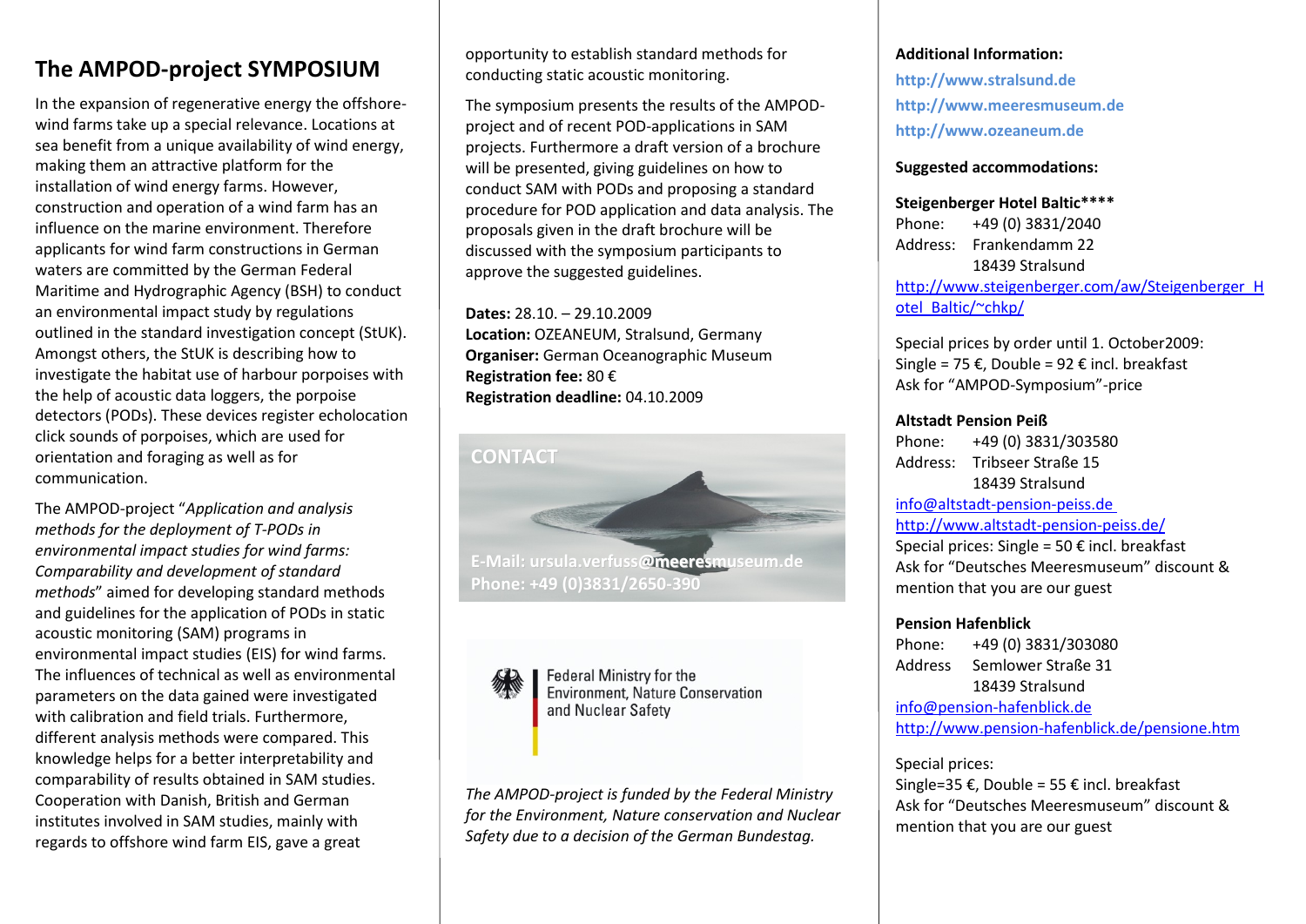## The AMPOD-project SYMPOSIUM

In the expansion of regenerative energy the offshore-wind farms take up a special relevance. Locations at sea benefit from a unique availability of wind energy, making them an attractive platform for the installation of wind energy farms. However, construction and operation of a wind farm has an influence on the marine environment. Therefore applicants for wind farm constructions in German waters are committed by the German Federal Maritime and Hydrographic Agency (BSH) to conduct an environmental impact study by regulations outlined in the standard investigation concept (StUK). Amongst others, the StUK is describing how to investigate the habitat use of harbour porpoises with the help of acoustic data loggers, the porpoise detectors (PODs). These devices register echolocation click sounds of porpoises, which are used for orientation and foraging as well as for communication.

The AMPOD-project "*Application and analysis methods for the deployment of T-PODs in environmental impact studies for wind farms: Comparability and development of standard methods*" aimed for developing standard methods and guidelines for the application of PODs in static acoustic monitoring (SAM) programs in environmental impact studies (EIS) for wind farms. The influences of technical as well as environmental parameters on the data gained were investigated with calibration and field trials. Furthermore, different analysis methods were compared. This knowledge helps for a better interpretability and comparability of results obtained in SAM studies. Cooperation with Danish, British and German institutes involved in SAM studies, mainly with regards to offshore wind farm EIS, gave a great opportunity to establish standard methods for conducting static acoustic monitoring.

The symposium presents the results of the AMPOD-project and of recent POD-applications in SAM projects. Furthermore a draft version of a brochure will be presented, giving guidelines on how to conduct SAM with PODs and proposing a standard procedure for POD application and data analysis. The proposals given in the draft brochure will be discussed with the symposium participants to approve the suggested guidelines.

**Dates:** 28.10. – 29.10.2009
**Location:** OZEANEUM, Stralsund, Germany
**Organiser:** German Oceanographic Museum
**Registration fee:** 80 €
**Registration deadline:** 04.10.2009

**CONTACT**

**E-Mail: ursula.verfuss@meeresmuseum.de**
**Phone: +49 (0)3831/2650-390**

Federal Ministry for the Environment, Nature Conservation and Nuclear Safety

*The AMPOD-project is funded by the Federal Ministry for the Environment, Nature conservation and Nuclear Safety due to a decision of the German Bundestag.*

**Additional Information:**

**http://www.stralsund.de**
**http://www.meeresmuseum.de**
**http://www.ozeaneum.de**

**Suggested accommodations:**

**Steigenberger Hotel Baltic\*\*\*\***
Phone: +49 (0) 3831/2040
Address: Frankendamm 22
18439 Stralsund
http://www.steigenberger.com/aw/Steigenberger_Hotel_Baltic/~chkp/

Special prices by order until 1. October2009:
Single = 75 €, Double = 92 € incl. breakfast
Ask for "AMPOD-Symposium"-price

**Altstadt Pension Peiß**
Phone: +49 (0) 3831/303580
Address: Tribseer Straße 15
18439 Stralsund
info@altstadt-pension-peiss.de
http://www.altstadt-pension-peiss.de/
Special prices: Single = 50 € incl. breakfast
Ask for "Deutsches Meeresmuseum" discount & mention that you are our guest

**Pension Hafenblick**
Phone: +49 (0) 3831/303080
Address Semlower Straße 31
18439 Stralsund
info@pension-hafenblick.de
http://www.pension-hafenblick.de/pensione.htm

Special prices:
Single=35 €, Double = 55 € incl. breakfast
Ask for "Deutsches Meeresmuseum" discount & mention that you are our guest